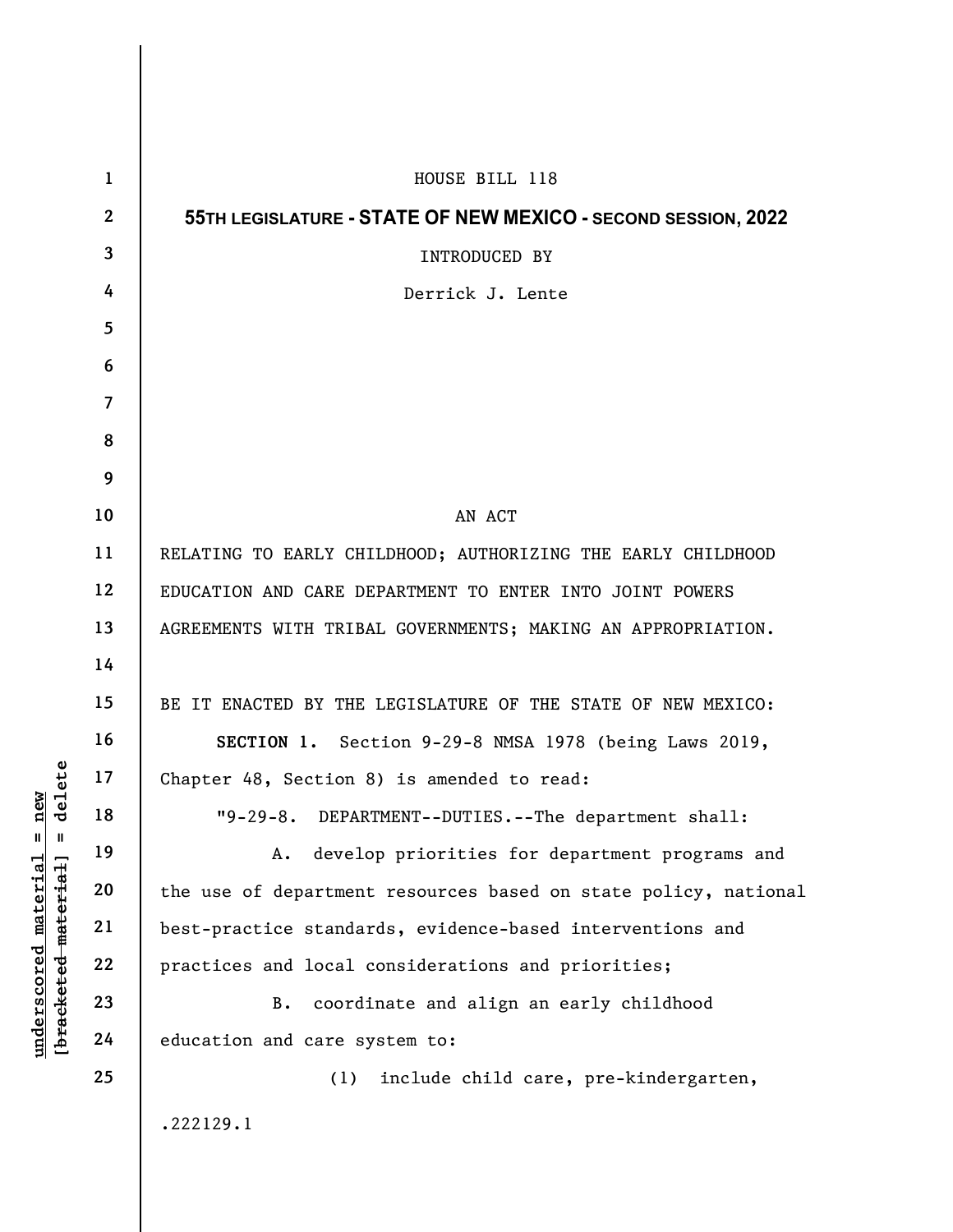HOUSE BILL 118

**55TH LEGISLATURE - STATE OF NEW MEXICO - SECOND SESSION, 2022**

INTRODUCED BY

Derrick J. Lente

AN ACT

RELATING TO EARLY CHILDHOOD; AUTHORIZING THE EARLY CHILDHOOD EDUCATION AND CARE DEPARTMENT TO ENTER INTO JOINT POWERS AGREEMENTS WITH TRIBAL GOVERNMENTS; MAKING AN APPROPRIATION.

BE IT ENACTED BY THE LEGISLATURE OF THE STATE OF NEW MEXICO:

**SECTION 1.** Section 9-29-8 NMSA 1978 (being Laws 2019, Chapter 48, Section 8) is amended to read:

"9-29-8. DEPARTMENT--DUTIES.--The department shall:

A. develop priorities for department programs and the use of department resources based on state policy, national best-practice standards, evidence-based interventions and practices and local considerations and priorities;

B. coordinate and align an early childhood education and care system to:

(1) include child care, pre-kindergarten,

.222129.1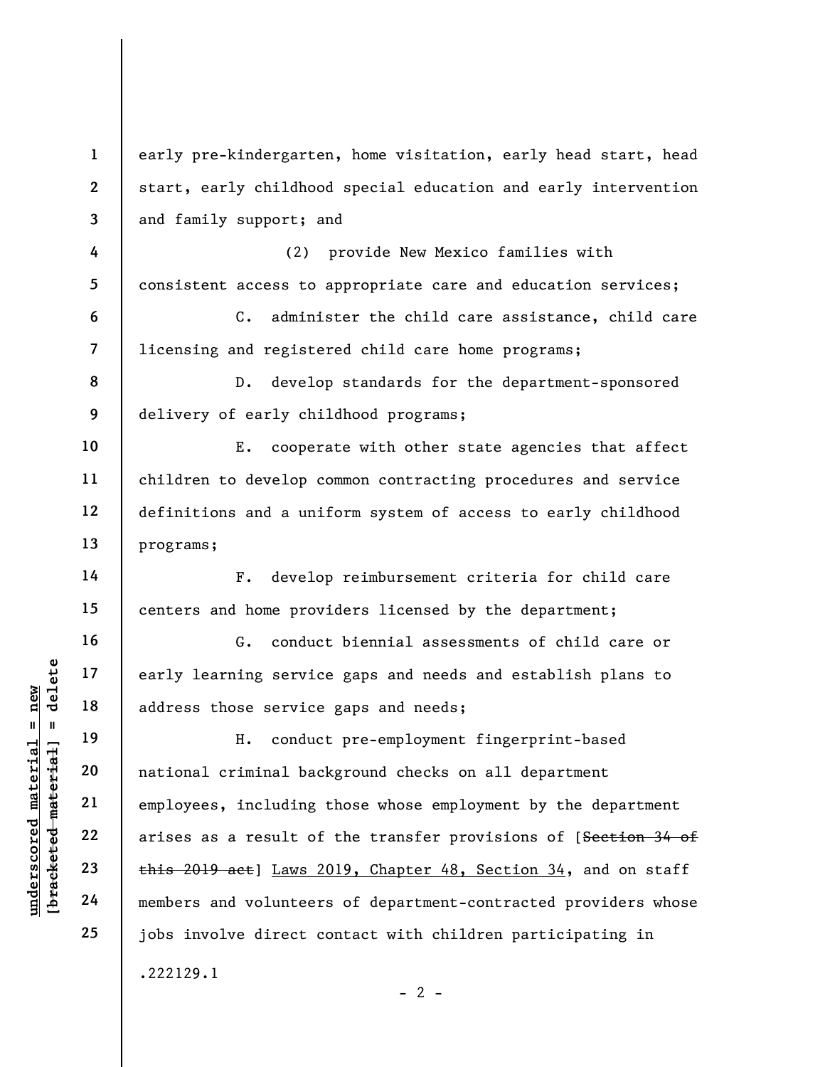early pre-kindergarten, home visitation, early head start, head start, early childhood special education and early intervention and family support; and

(2) provide New Mexico families with consistent access to appropriate care and education services;

C. administer the child care assistance, child care licensing and registered child care home programs;

D. develop standards for the department-sponsored delivery of early childhood programs;

E. cooperate with other state agencies that affect children to develop common contracting procedures and service definitions and a uniform system of access to early childhood programs;

F. develop reimbursement criteria for child care centers and home providers licensed by the department;

G. conduct biennial assessments of child care or early learning service gaps and needs and establish plans to address those service gaps and needs;

H. conduct pre-employment fingerprint-based national criminal background checks on all department employees, including those whose employment by the department arises as a result of the transfer provisions of [~~Section 34 of this 2019 act~~] <u>Laws 2019, Chapter 48, Section 34</u>, and on staff members and volunteers of department-contracted providers whose jobs involve direct contact with children participating in

.222129.1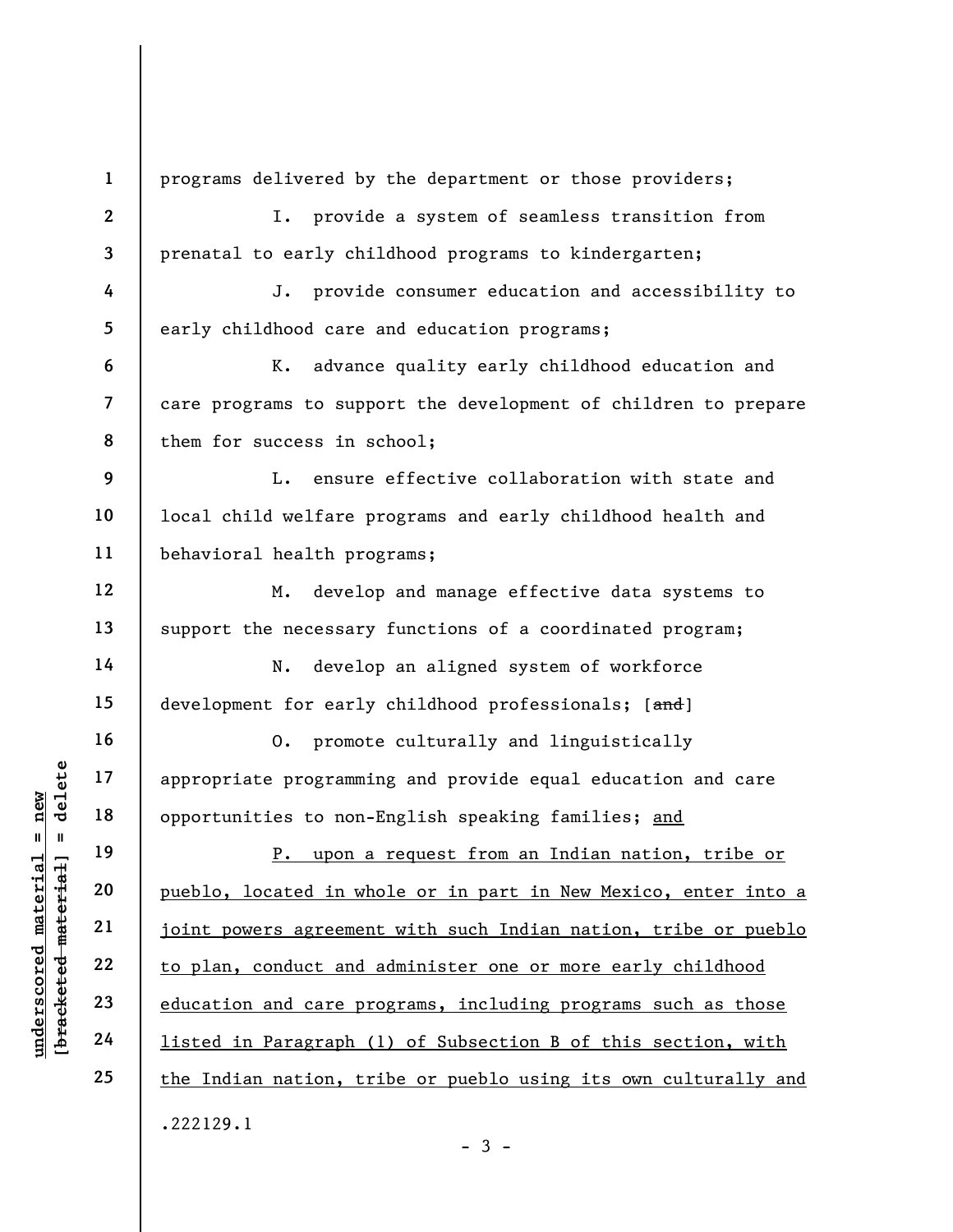programs delivered by the department or those providers;

I. provide a system of seamless transition from prenatal to early childhood programs to kindergarten;

J. provide consumer education and accessibility to early childhood care and education programs;

K. advance quality early childhood education and care programs to support the development of children to prepare them for success in school;

L. ensure effective collaboration with state and local child welfare programs and early childhood health and behavioral health programs;

M. develop and manage effective data systems to support the necessary functions of a coordinated program;

N. develop an aligned system of workforce development for early childhood professionals; [~~and~~]

O. promote culturally and linguistically appropriate programming and provide equal education and care opportunities to non-English speaking families; <u>and</u>

<u>P. upon a request from an Indian nation, tribe or pueblo, located in whole or in part in New Mexico, enter into a joint powers agreement with such Indian nation, tribe or pueblo to plan, conduct and administer one or more early childhood education and care programs, including programs such as those listed in Paragraph (1) of Subsection B of this section, with the Indian nation, tribe or pueblo using its own culturally and</u>

.222129.1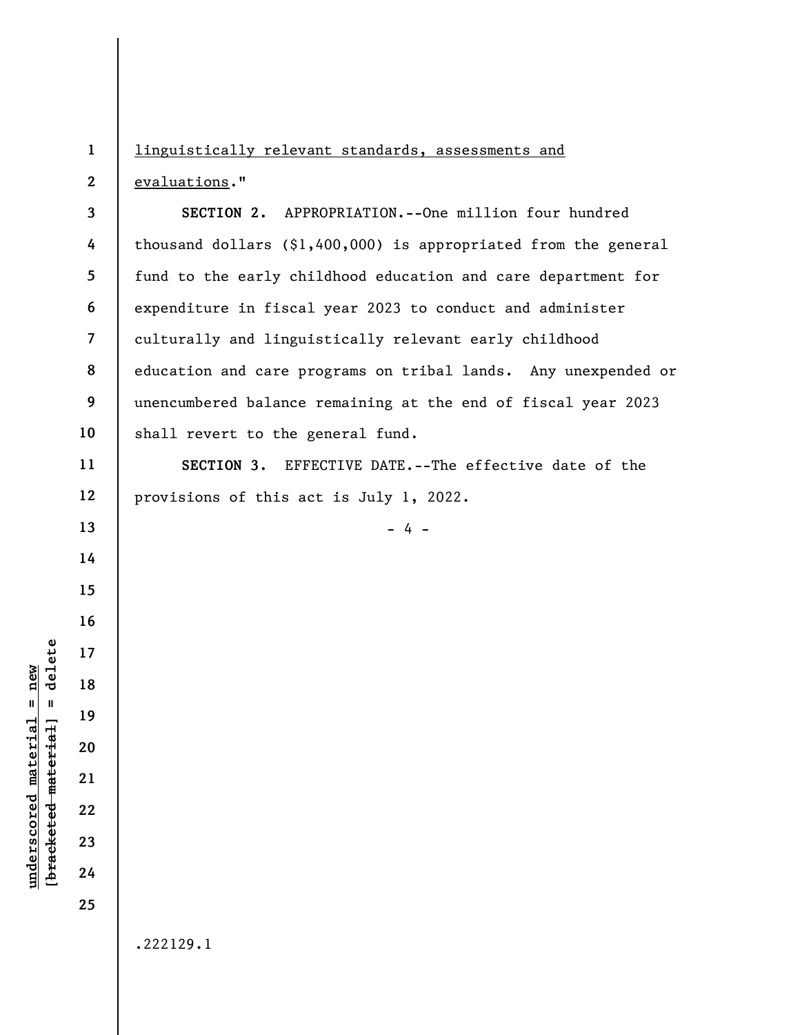linguistically relevant standards, assessments and evaluations."

**SECTION 2.** APPROPRIATION.--One million four hundred thousand dollars ($1,400,000) is appropriated from the general fund to the early childhood education and care department for expenditure in fiscal year 2023 to conduct and administer culturally and linguistically relevant early childhood education and care programs on tribal lands. Any unexpended or unencumbered balance remaining at the end of fiscal year 2023 shall revert to the general fund.

**SECTION 3.** EFFECTIVE DATE.--The effective date of the provisions of this act is July 1, 2022.